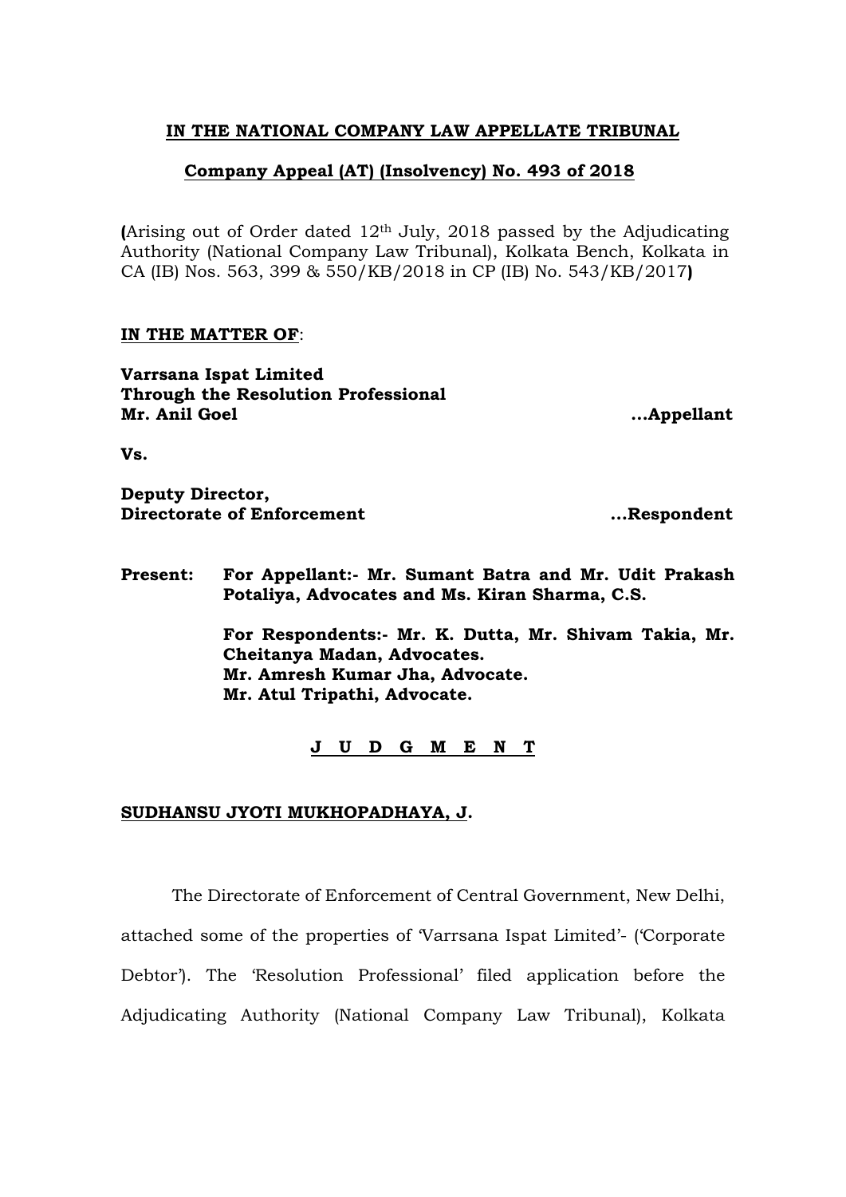**IN THE NATIONAL COMPANY LAW APPELLATE TRIBUNAL**

**Company Appeal (AT) (Insolvency) No. 493 of 2018**

**(**Arising out of Order dated 12th July, 2018 passed by the Adjudicating Authority (National Company Law Tribunal), Kolkata Bench, Kolkata in CA (IB) Nos. 563, 399 & 550/KB/2018 in CP (IB) No. 543/KB/2017**)**

**IN THE MATTER OF**:

**Varrsana Ispat Limited**
**Through the Resolution Professional**
**Mr. Anil Goel** **...Appellant**

**Vs.**

**Deputy Director,**
**Directorate of Enforcement** **...Respondent**

**Present:** **For Appellant:- Mr. Sumant Batra and Mr. Udit Prakash Potaliya, Advocates and Ms. Kiran Sharma, C.S.**

**For Respondents:- Mr. K. Dutta, Mr. Shivam Takia, Mr. Cheitanya Madan, Advocates.**
**Mr. Amresh Kumar Jha, Advocate.**
**Mr. Atul Tripathi, Advocate.**

**J U D G M E N T**

**SUDHANSU JYOTI MUKHOPADHAYA, J.**

The Directorate of Enforcement of Central Government, New Delhi, attached some of the properties of 'Varrsana Ispat Limited'- ('Corporate Debtor'). The 'Resolution Professional' filed application before the Adjudicating Authority (National Company Law Tribunal), Kolkata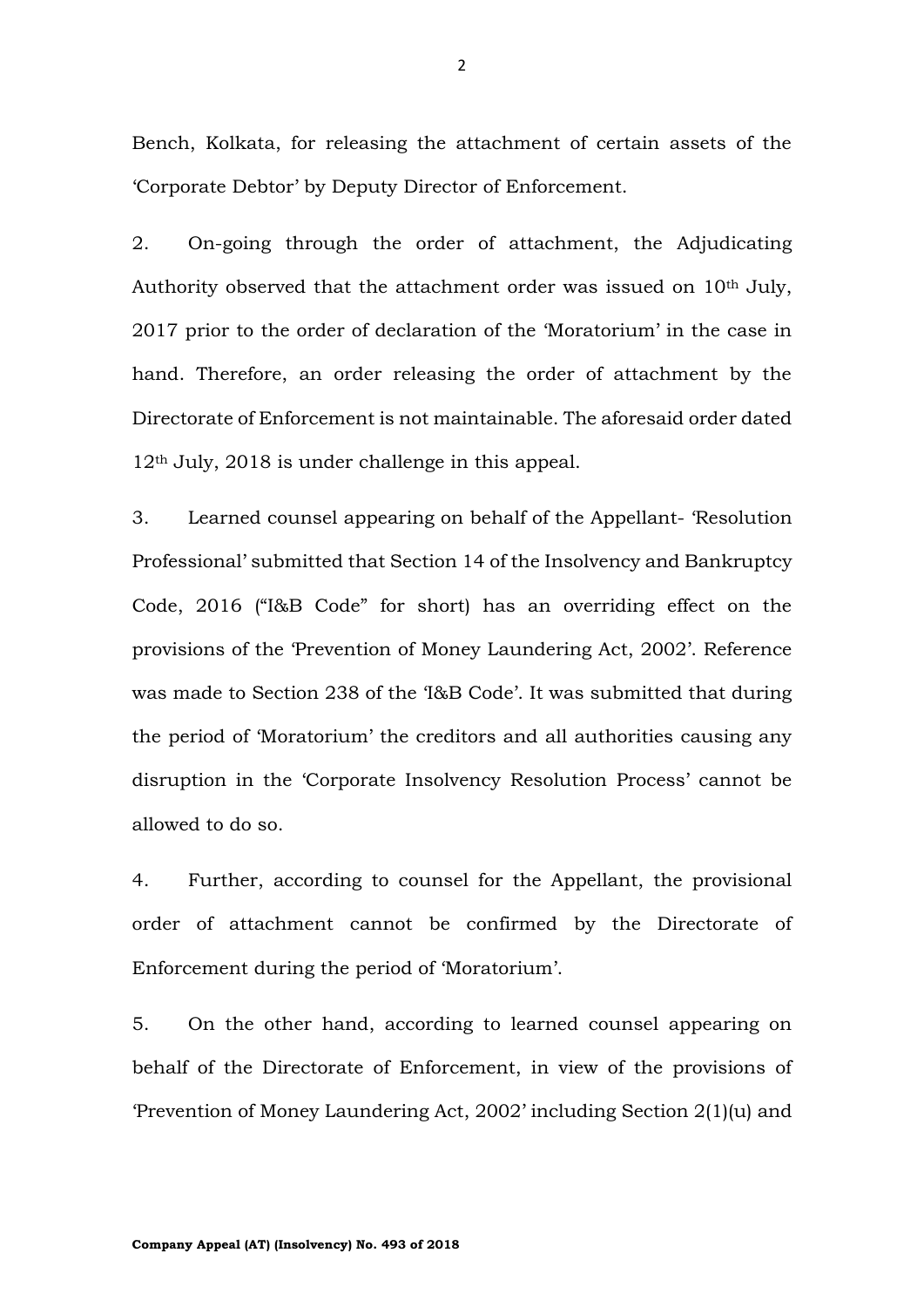Bench, Kolkata, for releasing the attachment of certain assets of the 'Corporate Debtor' by Deputy Director of Enforcement.

2. On-going through the order of attachment, the Adjudicating Authority observed that the attachment order was issued on 10th July, 2017 prior to the order of declaration of the 'Moratorium' in the case in hand. Therefore, an order releasing the order of attachment by the Directorate of Enforcement is not maintainable. The aforesaid order dated 12th July, 2018 is under challenge in this appeal.

3. Learned counsel appearing on behalf of the Appellant- 'Resolution Professional' submitted that Section 14 of the Insolvency and Bankruptcy Code, 2016 ("I&B Code" for short) has an overriding effect on the provisions of the 'Prevention of Money Laundering Act, 2002'. Reference was made to Section 238 of the 'I&B Code'. It was submitted that during the period of 'Moratorium' the creditors and all authorities causing any disruption in the 'Corporate Insolvency Resolution Process' cannot be allowed to do so.

4. Further, according to counsel for the Appellant, the provisional order of attachment cannot be confirmed by the Directorate of Enforcement during the period of 'Moratorium'.

5. On the other hand, according to learned counsel appearing on behalf of the Directorate of Enforcement, in view of the provisions of 'Prevention of Money Laundering Act, 2002' including Section 2(1)(u) and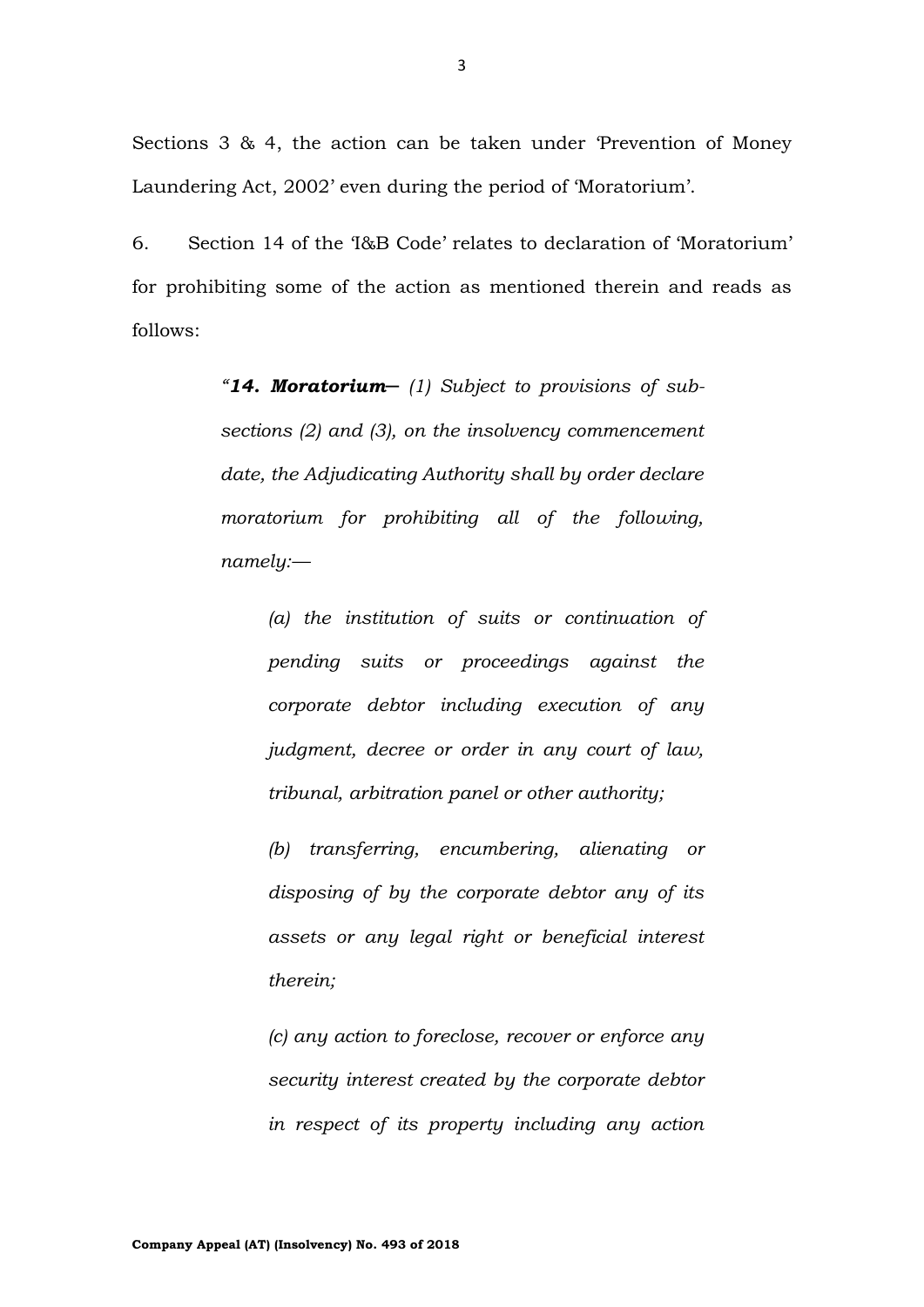Sections 3 & 4, the action can be taken under 'Prevention of Money Laundering Act, 2002' even during the period of 'Moratorium'.

6. Section 14 of the 'I&B Code' relates to declaration of 'Moratorium' for prohibiting some of the action as mentioned therein and reads as follows:

> *"**14. Moratorium**— (1) Subject to provisions of sub-sections (2) and (3), on the insolvency commencement date, the Adjudicating Authority shall by order declare moratorium for prohibiting all of the following, namely:—*
>
> > *(a) the institution of suits or continuation of pending suits or proceedings against the corporate debtor including execution of any judgment, decree or order in any court of law, tribunal, arbitration panel or other authority;*
> >
> > *(b) transferring, encumbering, alienating or disposing of by the corporate debtor any of its assets or any legal right or beneficial interest therein;*
> >
> > *(c) any action to foreclose, recover or enforce any security interest created by the corporate debtor in respect of its property including any action*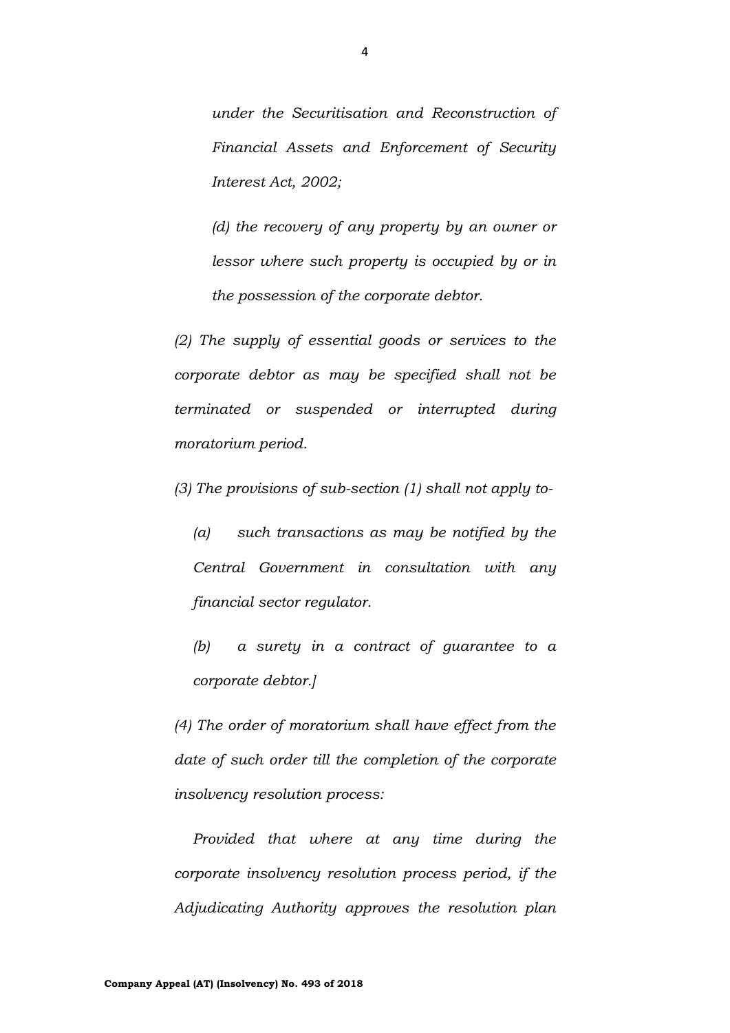*under the Securitisation and Reconstruction of Financial Assets and Enforcement of Security Interest Act, 2002;*

*(d) the recovery of any property by an owner or lessor where such property is occupied by or in the possession of the corporate debtor.*

*(2) The supply of essential goods or services to the corporate debtor as may be specified shall not be terminated or suspended or interrupted during moratorium period.*

*(3) The provisions of sub-section (1) shall not apply to-*

*(a) such transactions as may be notified by the Central Government in consultation with any financial sector regulator.*

*(b) a surety in a contract of guarantee to a corporate debtor.]*

*(4) The order of moratorium shall have effect from the date of such order till the completion of the corporate insolvency resolution process:*

*Provided that where at any time during the corporate insolvency resolution process period, if the Adjudicating Authority approves the resolution plan*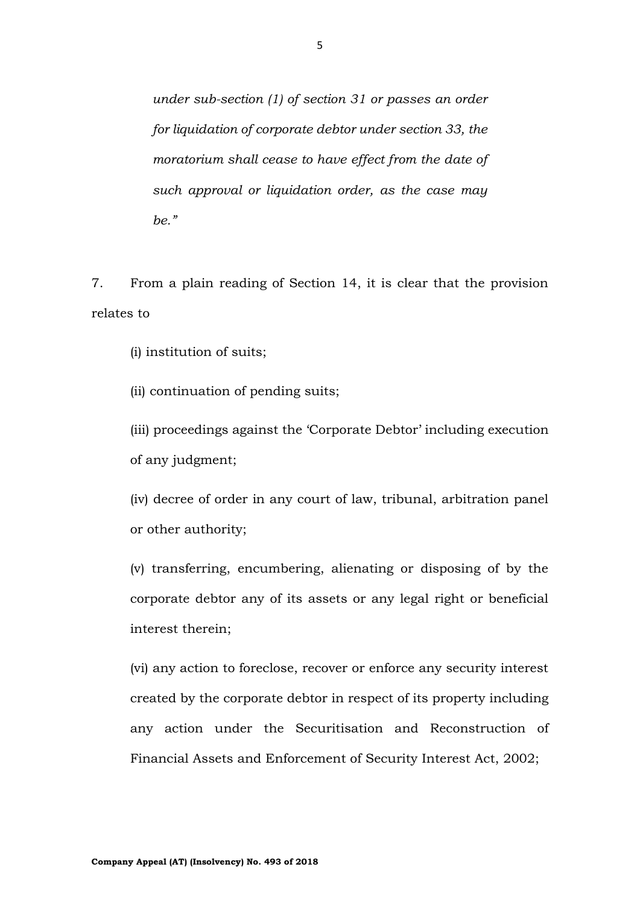*under sub-section (1) of section 31 or passes an order for liquidation of corporate debtor under section 33, the moratorium shall cease to have effect from the date of such approval or liquidation order, as the case may be.”*

7. From a plain reading of Section 14, it is clear that the provision relates to

(i) institution of suits;

(ii) continuation of pending suits;

(iii) proceedings against the ‘Corporate Debtor’ including execution of any judgment;

(iv) decree of order in any court of law, tribunal, arbitration panel or other authority;

(v) transferring, encumbering, alienating or disposing of by the corporate debtor any of its assets or any legal right or beneficial interest therein;

(vi) any action to foreclose, recover or enforce any security interest created by the corporate debtor in respect of its property including any action under the Securitisation and Reconstruction of Financial Assets and Enforcement of Security Interest Act, 2002;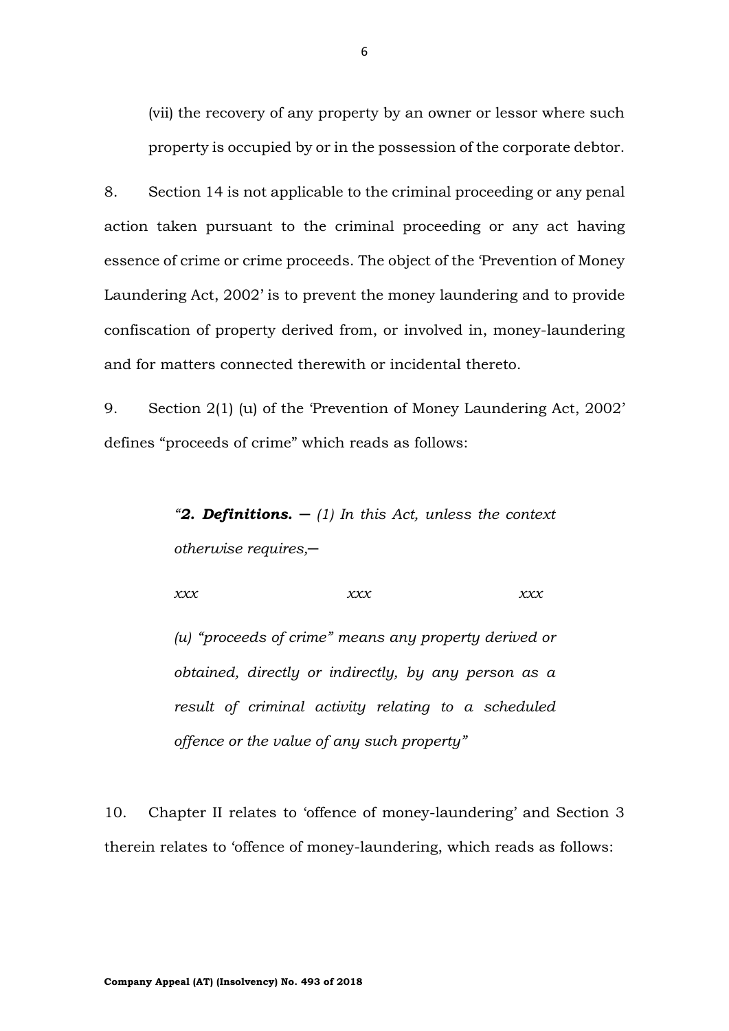(vii) the recovery of any property by an owner or lessor where such property is occupied by or in the possession of the corporate debtor.

8. Section 14 is not applicable to the criminal proceeding or any penal action taken pursuant to the criminal proceeding or any act having essence of crime or crime proceeds. The object of the 'Prevention of Money Laundering Act, 2002' is to prevent the money laundering and to provide confiscation of property derived from, or involved in, money-laundering and for matters connected therewith or incidental thereto.

9. Section 2(1) (u) of the 'Prevention of Money Laundering Act, 2002' defines "proceeds of crime" which reads as follows:

> *"**2. Definitions.** — (1) In this Act, unless the context otherwise requires,—*
>
> *xxx xxx xxx*
>
> *(u) "proceeds of crime" means any property derived or obtained, directly or indirectly, by any person as a result of criminal activity relating to a scheduled offence or the value of any such property"*

10. Chapter II relates to 'offence of money-laundering' and Section 3 therein relates to 'offence of money-laundering, which reads as follows: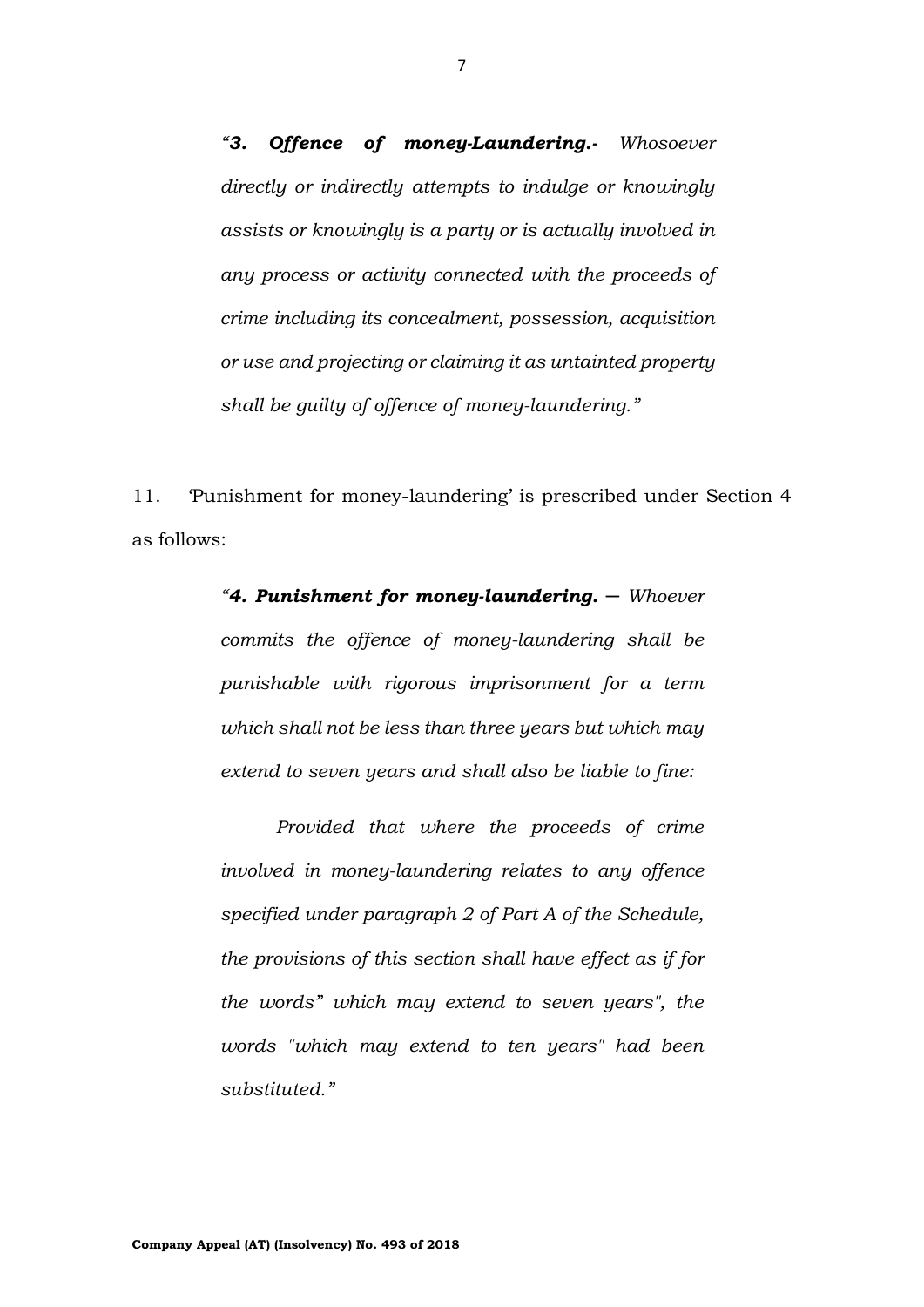> *"**3. Offence of money-Laundering.**- Whosoever directly or indirectly attempts to indulge or knowingly assists or knowingly is a party or is actually involved in any process or activity connected with the proceeds of crime including its concealment, possession, acquisition or use and projecting or claiming it as untainted property shall be guilty of offence of money-laundering."*

11. 'Punishment for money-laundering' is prescribed under Section 4 as follows:

> *"**4. Punishment for money-laundering.** — Whoever commits the offence of money-laundering shall be punishable with rigorous imprisonment for a term which shall not be less than three years but which may extend to seven years and shall also be liable to fine:*
>
> *Provided that where the proceeds of crime involved in money-laundering relates to any offence specified under paragraph 2 of Part A of the Schedule, the provisions of this section shall have effect as if for the words" which may extend to seven years", the words "which may extend to ten years" had been substituted."*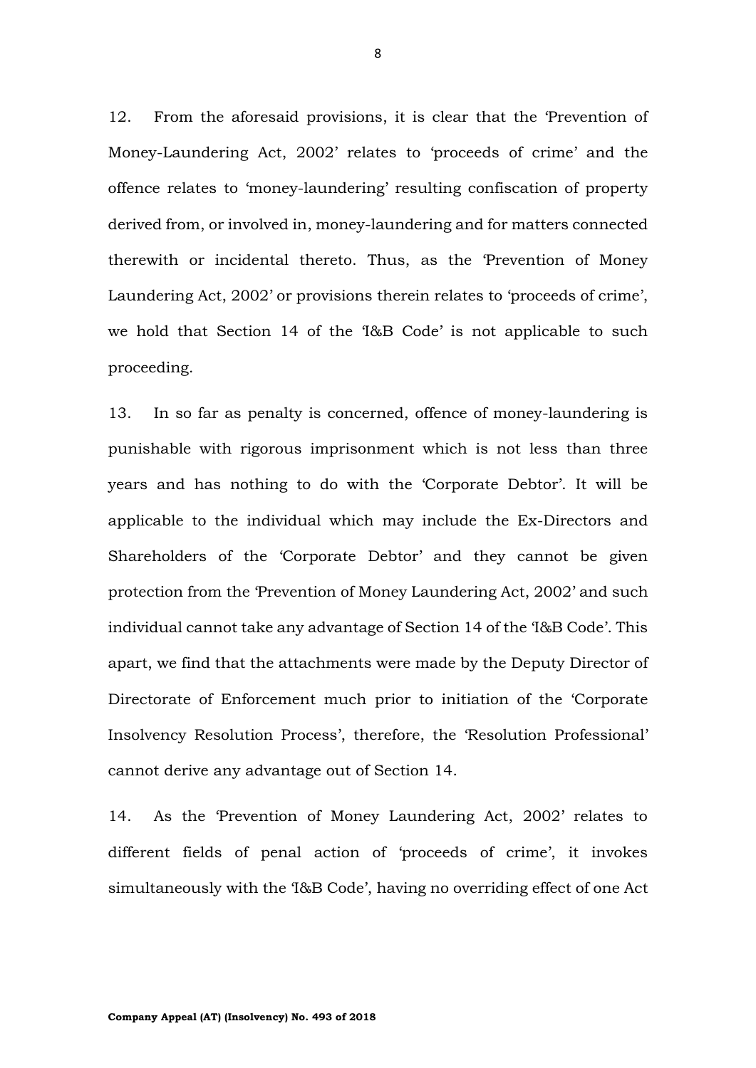12. From the aforesaid provisions, it is clear that the 'Prevention of Money-Laundering Act, 2002' relates to 'proceeds of crime' and the offence relates to 'money-laundering' resulting confiscation of property derived from, or involved in, money-laundering and for matters connected therewith or incidental thereto. Thus, as the 'Prevention of Money Laundering Act, 2002' or provisions therein relates to 'proceeds of crime', we hold that Section 14 of the 'I&B Code' is not applicable to such proceeding.

13. In so far as penalty is concerned, offence of money-laundering is punishable with rigorous imprisonment which is not less than three years and has nothing to do with the 'Corporate Debtor'. It will be applicable to the individual which may include the Ex-Directors and Shareholders of the 'Corporate Debtor' and they cannot be given protection from the 'Prevention of Money Laundering Act, 2002' and such individual cannot take any advantage of Section 14 of the 'I&B Code'. This apart, we find that the attachments were made by the Deputy Director of Directorate of Enforcement much prior to initiation of the 'Corporate Insolvency Resolution Process', therefore, the 'Resolution Professional' cannot derive any advantage out of Section 14.

14. As the 'Prevention of Money Laundering Act, 2002' relates to different fields of penal action of 'proceeds of crime', it invokes simultaneously with the 'I&B Code', having no overriding effect of one Act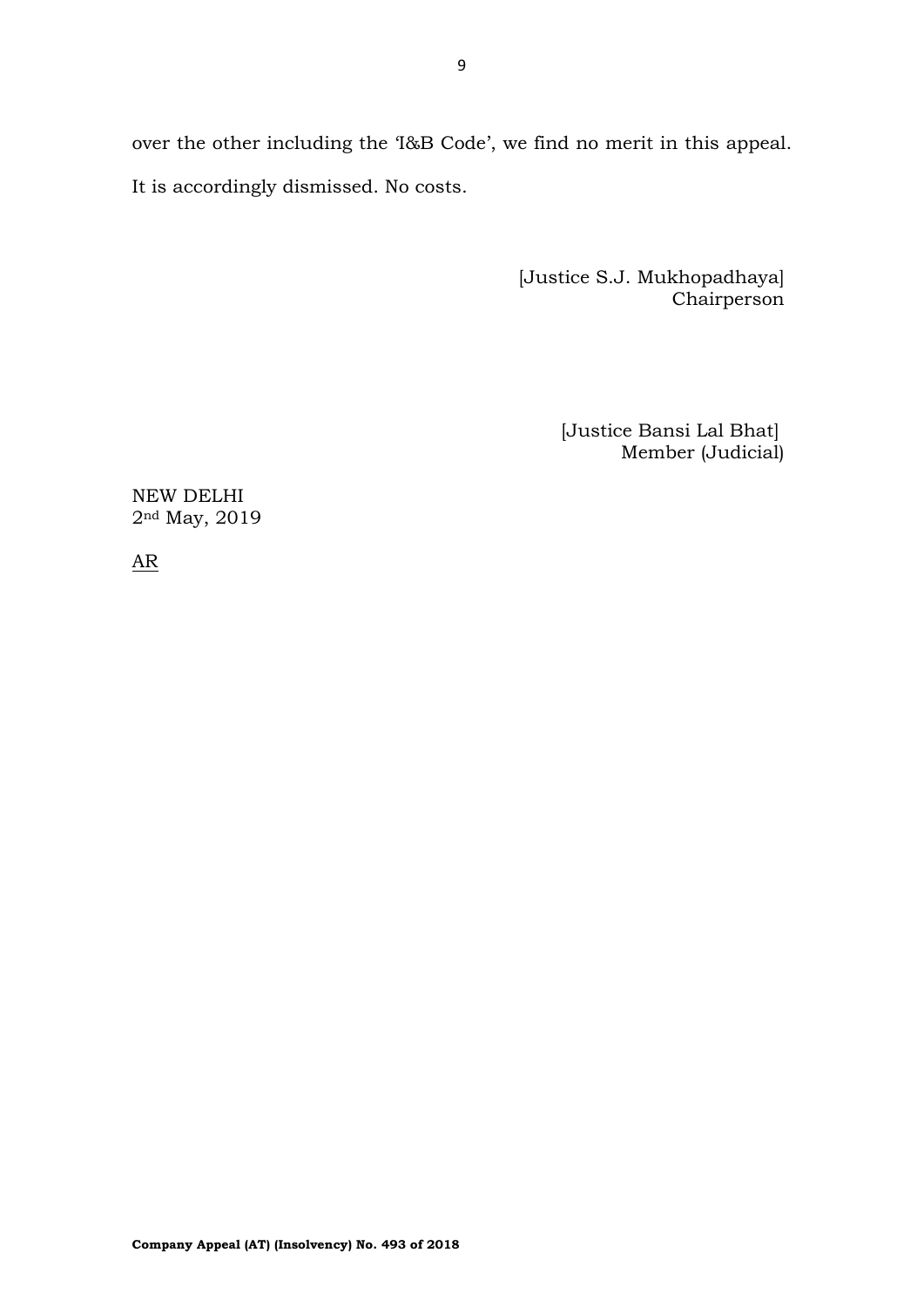over the other including the 'I&B Code', we find no merit in this appeal. It is accordingly dismissed. No costs.

[Justice S.J. Mukhopadhaya]
Chairperson

[Justice Bansi Lal Bhat]
Member (Judicial)

NEW DELHI
2nd May, 2019

AR